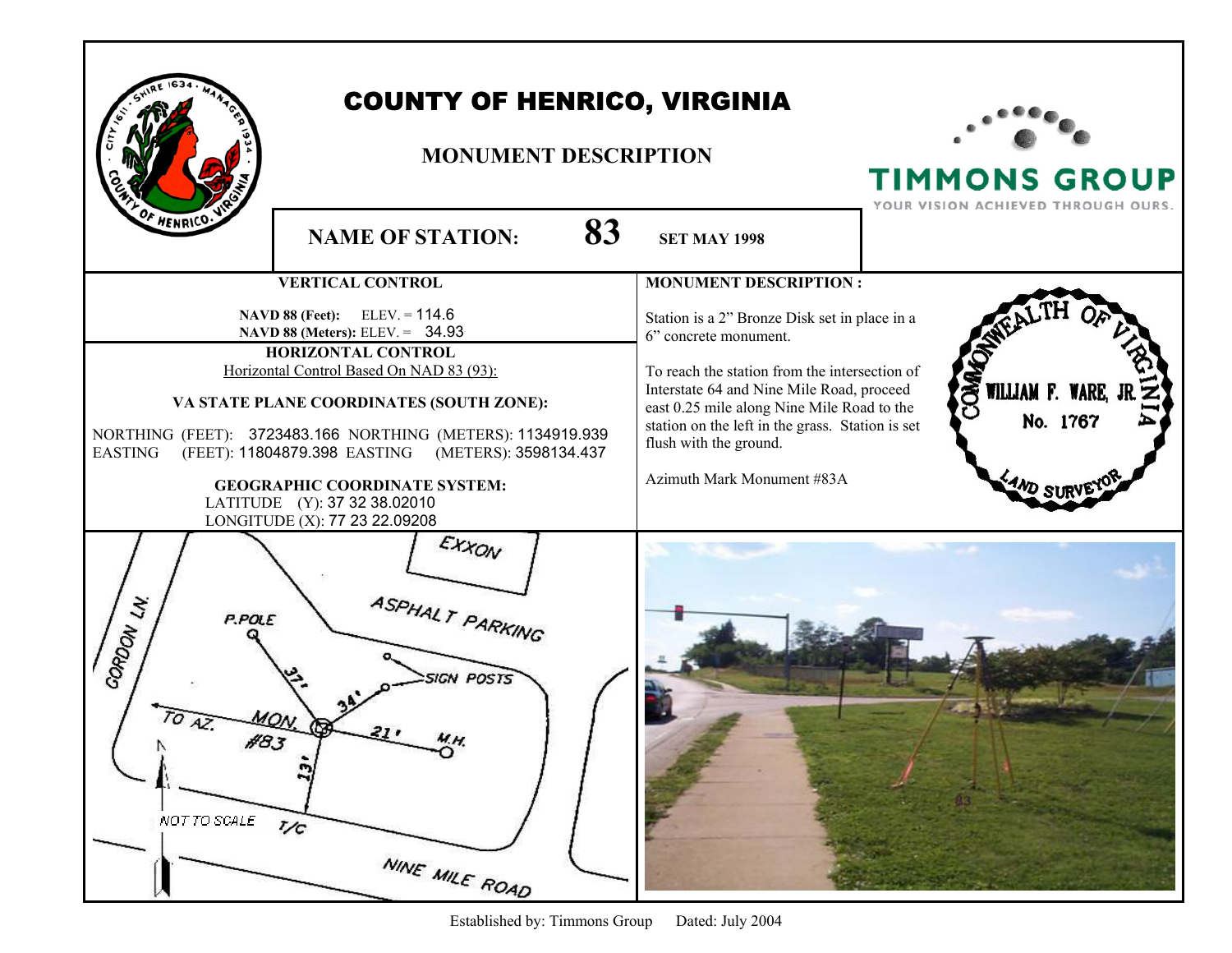# COUNTY OF HENRICO, VIRGINIA

## MONUMENT DESCRIPTION

TIMMONS GROUP
YOUR VISION ACHIEVED THROUGH OURS.

**NAME OF STATION:** **83** **SET MAY 1998**

### VERTICAL CONTROL

**NAVD 88 (Feet):** ELEV. = 114.6
**NAVD 88 (Meters):** ELEV. = 34.93

### HORIZONTAL CONTROL

Horizontal Control Based On NAD 83 (93):

**VA STATE PLANE COORDINATES (SOUTH ZONE):**

NORTHING (FEET): 3723483.166 NORTHING (METERS): 1134919.939
EASTING (FEET): 11804879.398 EASTING (METERS): 3598134.437

**GEOGRAPHIC COORDINATE SYSTEM:**

LATITUDE (Y): 37 32 38.02010
LONGITUDE (X): 77 23 22.09208

### MONUMENT DESCRIPTION :

Station is a 2" Bronze Disk set in place in a 6" concrete monument.

To reach the station from the intersection of Interstate 64 and Nine Mile Road, proceed east 0.25 mile along Nine Mile Road to the station on the left in the grass. Station is set flush with the ground.

Azimuth Mark Monument #83A

COMMONWEALTH OF VIRGINIA
WILLIAM F. WARE, JR.
No. 1767
LAND SURVEYOR

EXXON
ASPHALT PARKING
GORDON LN.
P.POLE
37'
34'
SIGN POSTS
TO AZ.
MON. #83
21'
M.H.
13'
NOT TO SCALE
T/C
NINE MILE ROAD

Established by: Timmons Group Dated: July 2004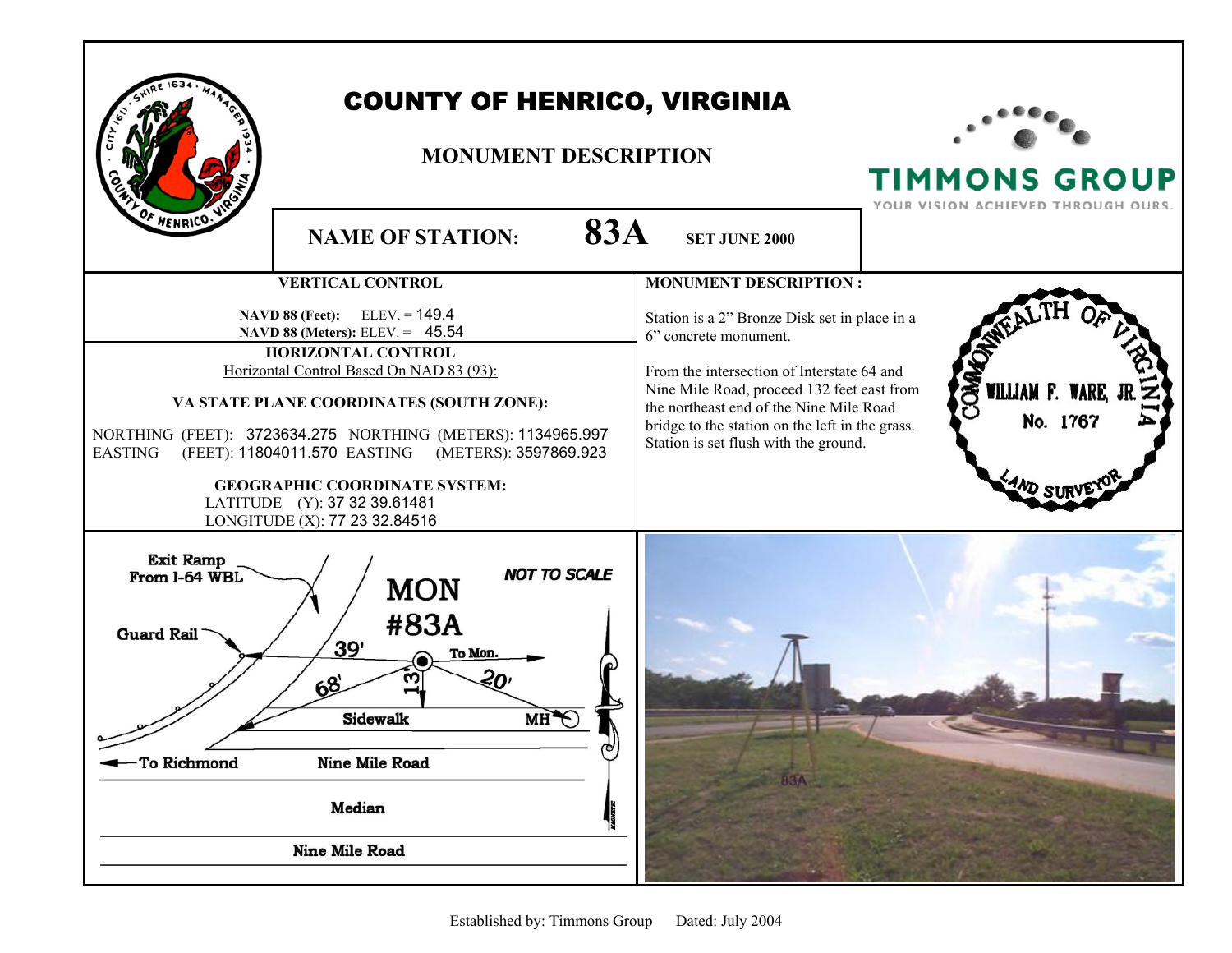# COUNTY OF HENRICO, VIRGINIA

## MONUMENT DESCRIPTION

TIMMONS GROUP
YOUR VISION ACHIEVED THROUGH OURS.

**NAME OF STATION:** **83A** **SET JUNE 2000**

### VERTICAL CONTROL

**NAVD 88 (Feet):** ELEV. = 149.4
**NAVD 88 (Meters):** ELEV. = 45.54

### HORIZONTAL CONTROL

Horizontal Control Based On NAD 83 (93):

**VA STATE PLANE COORDINATES (SOUTH ZONE):**

NORTHING (FEET): 3723634.275 NORTHING (METERS): 1134965.997
EASTING (FEET): 11804011.570 EASTING (METERS): 3597869.923

**GEOGRAPHIC COORDINATE SYSTEM:**

LATITUDE (Y): 37 32 39.61481
LONGITUDE (X): 77 23 32.84516

### MONUMENT DESCRIPTION :

Station is a 2" Bronze Disk set in place in a 6" concrete monument.

From the intersection of Interstate 64 and Nine Mile Road, proceed 132 feet east from the northeast end of the Nine Mile Road bridge to the station on the left in the grass. Station is set flush with the ground.

COMMONWEALTH OF VIRGINIA
WILLIAM F. WARE, JR.
No. 1767
LAND SURVEYOR

Exit Ramp From I-64 WBL
Guard Rail
MON #83A
NOT TO SCALE
39'
To Mon.
68'
13'
20'
Sidewalk
MH
To Richmond
Nine Mile Road
Median
Nine Mile Road

Established by: Timmons Group Dated: July 2004